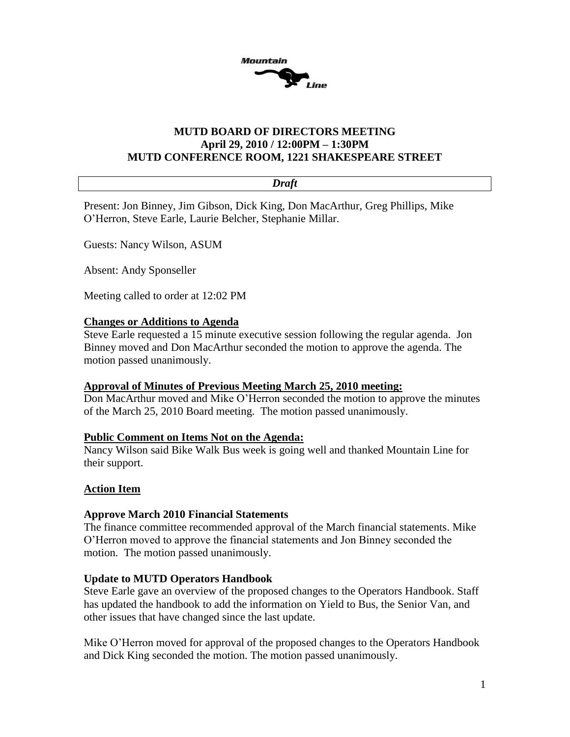# MUTD BOARD OF DIRECTORS MEETING
## April 29, 2010 / 12:00PM – 1:30PM
## MUTD CONFERENCE ROOM, 1221 SHAKESPEARE STREET

***Draft***

Present: Jon Binney, Jim Gibson, Dick King, Don MacArthur, Greg Phillips, Mike O'Herron, Steve Earle, Laurie Belcher, Stephanie Millar.

Guests: Nancy Wilson, ASUM

Absent: Andy Sponseller

Meeting called to order at 12:02 PM

**Changes or Additions to Agenda**

Steve Earle requested a 15 minute executive session following the regular agenda. Jon Binney moved and Don MacArthur seconded the motion to approve the agenda. The motion passed unanimously.

**Approval of Minutes of Previous Meeting March 25, 2010 meeting:**

Don MacArthur moved and Mike O'Herron seconded the motion to approve the minutes of the March 25, 2010 Board meeting. The motion passed unanimously.

**Public Comment on Items Not on the Agenda:**

Nancy Wilson said Bike Walk Bus week is going well and thanked Mountain Line for their support.

**Action Item**

**Approve March 2010 Financial Statements**

The finance committee recommended approval of the March financial statements. Mike O'Herron moved to approve the financial statements and Jon Binney seconded the motion. The motion passed unanimously.

**Update to MUTD Operators Handbook**

Steve Earle gave an overview of the proposed changes to the Operators Handbook. Staff has updated the handbook to add the information on Yield to Bus, the Senior Van, and other issues that have changed since the last update.

Mike O'Herron moved for approval of the proposed changes to the Operators Handbook and Dick King seconded the motion. The motion passed unanimously.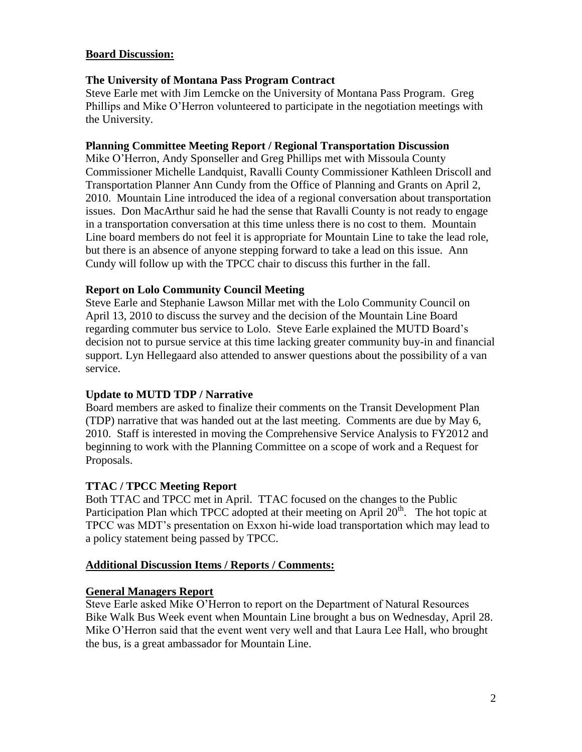**Board Discussion:**

### The University of Montana Pass Program Contract

Steve Earle met with Jim Lemcke on the University of Montana Pass Program. Greg Phillips and Mike O'Herron volunteered to participate in the negotiation meetings with the University.

### Planning Committee Meeting Report / Regional Transportation Discussion

Mike O'Herron, Andy Sponseller and Greg Phillips met with Missoula County Commissioner Michelle Landquist, Ravalli County Commissioner Kathleen Driscoll and Transportation Planner Ann Cundy from the Office of Planning and Grants on April 2, 2010. Mountain Line introduced the idea of a regional conversation about transportation issues. Don MacArthur said he had the sense that Ravalli County is not ready to engage in a transportation conversation at this time unless there is no cost to them. Mountain Line board members do not feel it is appropriate for Mountain Line to take the lead role, but there is an absence of anyone stepping forward to take a lead on this issue. Ann Cundy will follow up with the TPCC chair to discuss this further in the fall.

### Report on Lolo Community Council Meeting

Steve Earle and Stephanie Lawson Millar met with the Lolo Community Council on April 13, 2010 to discuss the survey and the decision of the Mountain Line Board regarding commuter bus service to Lolo. Steve Earle explained the MUTD Board's decision not to pursue service at this time lacking greater community buy-in and financial support. Lyn Hellegaard also attended to answer questions about the possibility of a van service.

### Update to MUTD TDP / Narrative

Board members are asked to finalize their comments on the Transit Development Plan (TDP) narrative that was handed out at the last meeting. Comments are due by May 6, 2010. Staff is interested in moving the Comprehensive Service Analysis to FY2012 and beginning to work with the Planning Committee on a scope of work and a Request for Proposals.

### TTAC / TPCC Meeting Report

Both TTAC and TPCC met in April. TTAC focused on the changes to the Public Participation Plan which TPCC adopted at their meeting on April 20th. The hot topic at TPCC was MDT's presentation on Exxon hi-wide load transportation which may lead to a policy statement being passed by TPCC.

**Additional Discussion Items / Reports / Comments:**

**General Managers Report**

Steve Earle asked Mike O'Herron to report on the Department of Natural Resources Bike Walk Bus Week event when Mountain Line brought a bus on Wednesday, April 28. Mike O'Herron said that the event went very well and that Laura Lee Hall, who brought the bus, is a great ambassador for Mountain Line.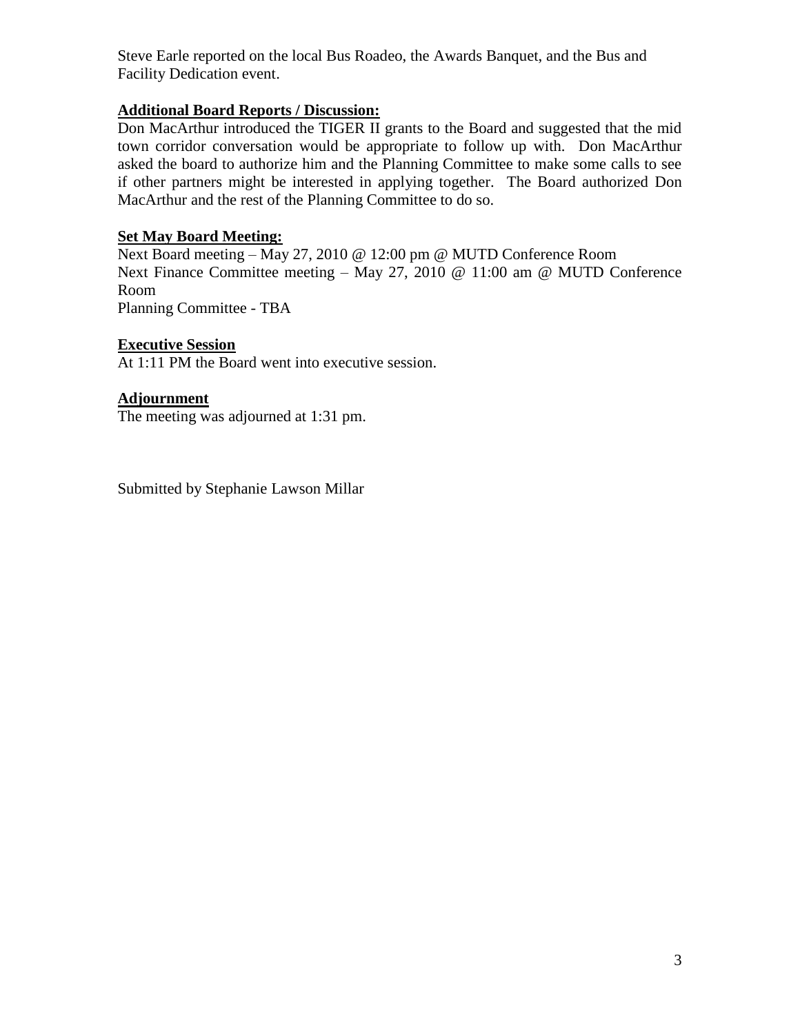Steve Earle reported on the local Bus Roadeo, the Awards Banquet, and the Bus and Facility Dedication event.

**Additional Board Reports / Discussion:**

Don MacArthur introduced the TIGER II grants to the Board and suggested that the mid town corridor conversation would be appropriate to follow up with. Don MacArthur asked the board to authorize him and the Planning Committee to make some calls to see if other partners might be interested in applying together. The Board authorized Don MacArthur and the rest of the Planning Committee to do so.

**Set May Board Meeting:**

Next Board meeting – May 27, 2010 @ 12:00 pm @ MUTD Conference Room
Next Finance Committee meeting – May 27, 2010 @ 11:00 am @ MUTD Conference Room
Planning Committee - TBA

**Executive Session**

At 1:11 PM the Board went into executive session.

**Adjournment**

The meeting was adjourned at 1:31 pm.

Submitted by Stephanie Lawson Millar